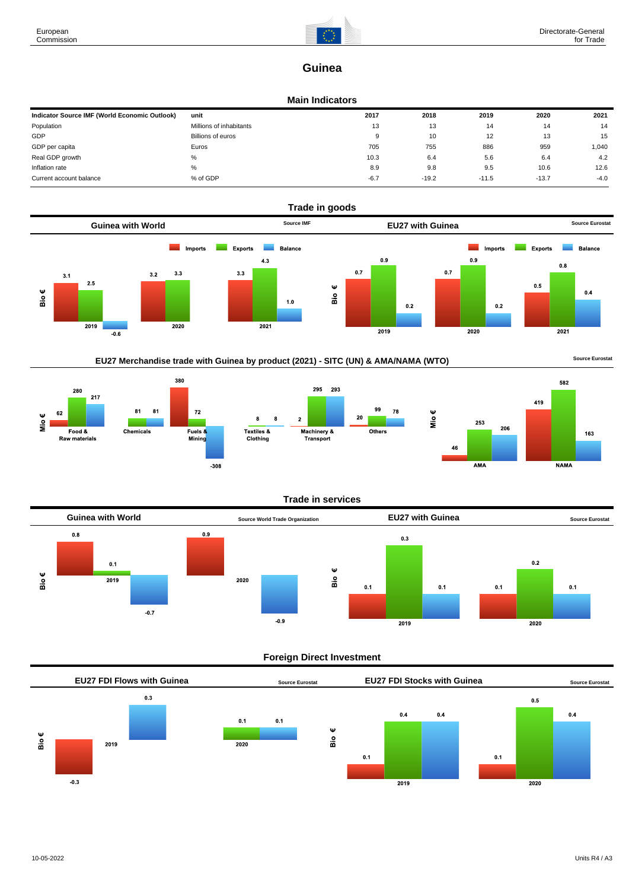# Guinea

## Main Indicators

| Indicator Source IMF (World Economic Outlook) | unit | 2017 | 2018 | 2019 | 2020 | 2021 |
|---|---|---|---|---|---|---|
| Population | Millions of inhabitants | 13 | 13 | 14 | 14 | 14 |
| GDP | Billions of euros | 9 | 10 | 12 | 13 | 15 |
| GDP per capita | Euros | 705 | 755 | 886 | 959 | 1,040 |
| Real GDP growth | % | 10.3 | 6.4 | 5.6 | 6.4 | 4.2 |
| Inflation rate | % | 8.9 | 9.8 | 9.5 | 10.6 | 12.6 |
| Current account balance | % of GDP | -6.7 | -19.2 | -11.5 | -13.7 | -4.0 |

## Trade in goods

### Guinea with World

Source IMF

Bio €

| | Imports | Exports | Balance |
|---|---|---|---|
| 2019 | 3.1 | 2.5 | -0.6 |
| 2020 | 3.2 | 3.3 | |
| 2021 | 3.3 | 4.3 | 1.0 |

### EU27 with Guinea

Source Eurostat

Bio €

| | Imports | Exports | Balance |
|---|---|---|---|
| 2019 | 0.7 | 0.9 | 0.2 |
| 2020 | 0.7 | 0.9 | 0.2 |
| 2021 | 0.5 | 0.8 | 0.4 |

### EU27 Merchandise trade with Guinea by product (2021) - SITC (UN) & AMA/NAMA (WTO)

Source Eurostat

Mio €

| | Imports | Exports | Balance |
|---|---|---|---|
| Food & Raw materials | 62 | 280 | 217 |
| Chemicals | | 81 | 81 |
| Fuels & Mining | 380 | 72 | -308 |
| Textiles & Clothing | | 8 | 8 |
| Machinery & Transport | 2 | 295 | 293 |
| Others | 20 | 99 | 78 |

Mio €

| | Imports | Exports | Balance |
|---|---|---|---|
| AMA | 46 | 253 | 206 |
| NAMA | 419 | 582 | 163 |

## Trade in services

### Guinea with World

Source World Trade Organization

Bio €

| | Imports | Exports | Balance |
|---|---|---|---|
| 2019 | 0.8 | 0.1 | -0.7 |
| 2020 | 0.9 | | -0.9 |

### EU27 with Guinea

Source Eurostat

Bio €

| | Imports | Exports | Balance |
|---|---|---|---|
| 2019 | 0.1 | 0.3 | 0.1 |
| 2020 | 0.1 | 0.2 | 0.1 |

## Foreign Direct Investment

### EU27 FDI Flows with Guinea

Source Eurostat

Bio €

| | Inward | Outward | Balance |
|---|---|---|---|
| 2019 | -0.3 | | 0.3 |
| 2020 | | 0.1 | 0.1 |

### EU27 FDI Stocks with Guinea

Source Eurostat

Bio €

| | Inward | Outward | Balance |
|---|---|---|---|
| 2019 | 0.1 | 0.4 | 0.4 |
| 2020 | 0.1 | 0.5 | 0.4 |

10-05-2022

Units R4 / A3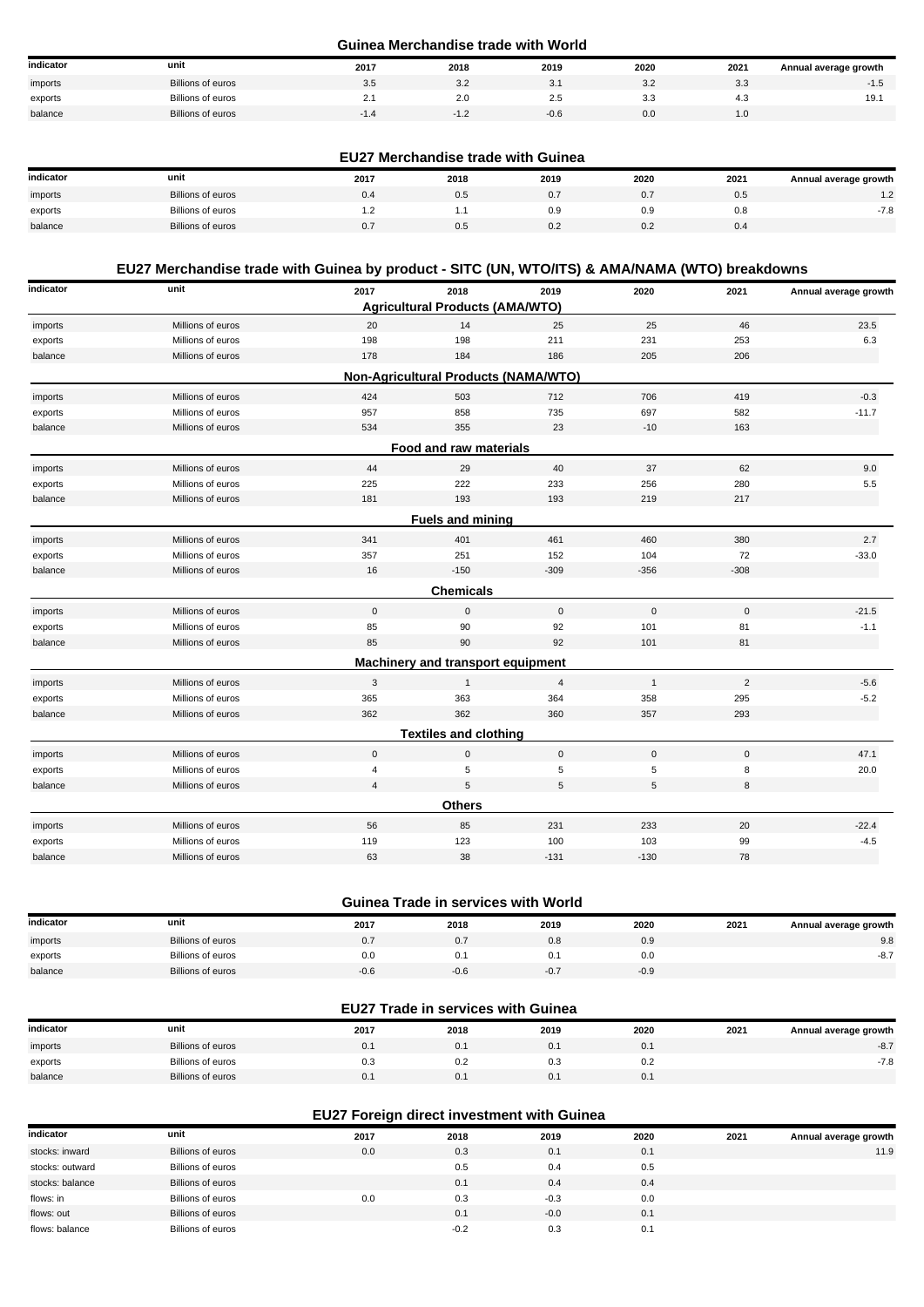### Guinea Merchandise trade with World

| indicator | unit | 2017 | 2018 | 2019 | 2020 | 2021 | Annual average growth |
|---|---|---|---|---|---|---|---|
| imports | Billions of euros | 3.5 | 3.2 | 3.1 | 3.2 | 3.3 | -1.5 |
| exports | Billions of euros | 2.1 | 2.0 | 2.5 | 3.3 | 4.3 | 19.1 |
| balance | Billions of euros | -1.4 | -1.2 | -0.6 | 0.0 | 1.0 | |

### EU27 Merchandise trade with Guinea

| indicator | unit | 2017 | 2018 | 2019 | 2020 | 2021 | Annual average growth |
|---|---|---|---|---|---|---|---|
| imports | Billions of euros | 0.4 | 0.5 | 0.7 | 0.7 | 0.5 | 1.2 |
| exports | Billions of euros | 1.2 | 1.1 | 0.9 | 0.9 | 0.8 | -7.8 |
| balance | Billions of euros | 0.7 | 0.5 | 0.2 | 0.2 | 0.4 | |

### EU27 Merchandise trade with Guinea by product - SITC (UN, WTO/ITS) & AMA/NAMA (WTO) breakdowns

| indicator | unit | 2017 | 2018 | 2019 | 2020 | 2021 | Annual average growth |
|---|---|---|---|---|---|---|---|
| | | | **Agricultural Products (AMA/WTO)** | | | | |
| imports | Millions of euros | 20 | 14 | 25 | 25 | 46 | 23.5 |
| exports | Millions of euros | 198 | 198 | 211 | 231 | 253 | 6.3 |
| balance | Millions of euros | 178 | 184 | 186 | 205 | 206 | |
| | | | **Non-Agricultural Products (NAMA/WTO)** | | | | |
| imports | Millions of euros | 424 | 503 | 712 | 706 | 419 | -0.3 |
| exports | Millions of euros | 957 | 858 | 735 | 697 | 582 | -11.7 |
| balance | Millions of euros | 534 | 355 | 23 | -10 | 163 | |
| | | | **Food and raw materials** | | | | |
| imports | Millions of euros | 44 | 29 | 40 | 37 | 62 | 9.0 |
| exports | Millions of euros | 225 | 222 | 233 | 256 | 280 | 5.5 |
| balance | Millions of euros | 181 | 193 | 193 | 219 | 217 | |
| | | | **Fuels and mining** | | | | |
| imports | Millions of euros | 341 | 401 | 461 | 460 | 380 | 2.7 |
| exports | Millions of euros | 357 | 251 | 152 | 104 | 72 | -33.0 |
| balance | Millions of euros | 16 | -150 | -309 | -356 | -308 | |
| | | | **Chemicals** | | | | |
| imports | Millions of euros | 0 | 0 | 0 | 0 | 0 | -21.5 |
| exports | Millions of euros | 85 | 90 | 92 | 101 | 81 | -1.1 |
| balance | Millions of euros | 85 | 90 | 92 | 101 | 81 | |
| | | | **Machinery and transport equipment** | | | | |
| imports | Millions of euros | 3 | 1 | 4 | 1 | 2 | -5.6 |
| exports | Millions of euros | 365 | 363 | 364 | 358 | 295 | -5.2 |
| balance | Millions of euros | 362 | 362 | 360 | 357 | 293 | |
| | | | **Textiles and clothing** | | | | |
| imports | Millions of euros | 0 | 0 | 0 | 0 | 0 | 47.1 |
| exports | Millions of euros | 4 | 5 | 5 | 5 | 8 | 20.0 |
| balance | Millions of euros | 4 | 5 | 5 | 5 | 8 | |
| | | | **Others** | | | | |
| imports | Millions of euros | 56 | 85 | 231 | 233 | 20 | -22.4 |
| exports | Millions of euros | 119 | 123 | 100 | 103 | 99 | -4.5 |
| balance | Millions of euros | 63 | 38 | -131 | -130 | 78 | |

### Guinea Trade in services with World

| indicator | unit | 2017 | 2018 | 2019 | 2020 | 2021 | Annual average growth |
|---|---|---|---|---|---|---|---|
| imports | Billions of euros | 0.7 | 0.7 | 0.8 | 0.9 | | 9.8 |
| exports | Billions of euros | 0.0 | 0.1 | 0.1 | 0.0 | | -8.7 |
| balance | Billions of euros | -0.6 | -0.6 | -0.7 | -0.9 | | |

### EU27 Trade in services with Guinea

| indicator | unit | 2017 | 2018 | 2019 | 2020 | 2021 | Annual average growth |
|---|---|---|---|---|---|---|---|
| imports | Billions of euros | 0.1 | 0.1 | 0.1 | 0.1 | | -8.7 |
| exports | Billions of euros | 0.3 | 0.2 | 0.3 | 0.2 | | -7.8 |
| balance | Billions of euros | 0.1 | 0.1 | 0.1 | 0.1 | | |

### EU27 Foreign direct investment with Guinea

| indicator | unit | 2017 | 2018 | 2019 | 2020 | 2021 | Annual average growth |
|---|---|---|---|---|---|---|---|
| stocks: inward | Billions of euros | 0.0 | 0.3 | 0.1 | 0.1 | | 11.9 |
| stocks: outward | Billions of euros | | 0.5 | 0.4 | 0.5 | | |
| stocks: balance | Billions of euros | | 0.1 | 0.4 | 0.4 | | |
| flows: in | Billions of euros | 0.0 | 0.3 | -0.3 | 0.0 | | |
| flows: out | Billions of euros | | 0.1 | -0.0 | 0.1 | | |
| flows: balance | Billions of euros | | -0.2 | 0.3 | 0.1 | | |